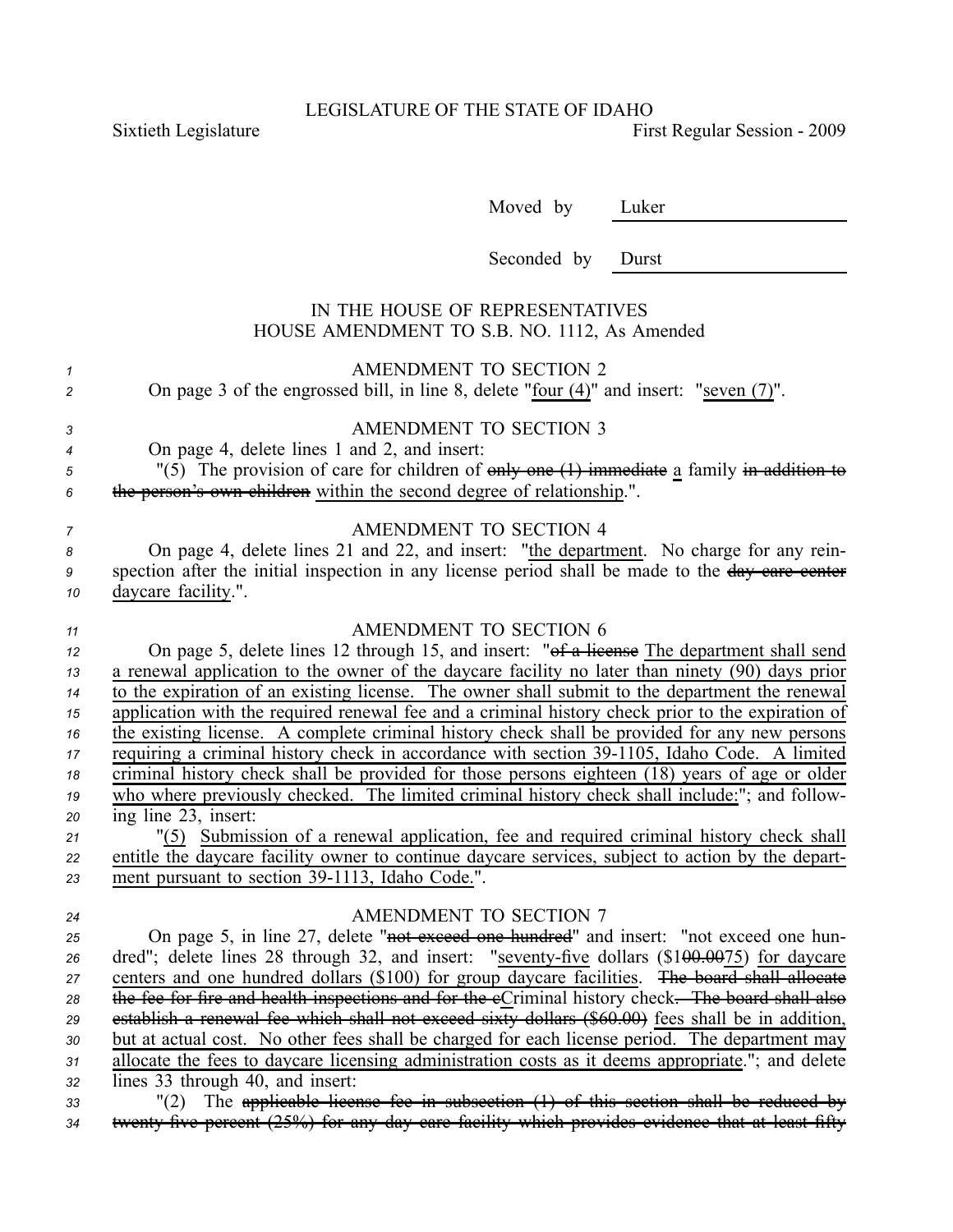LEGISLATURE OF THE STATE OF IDAHO

Sixtieth Legislature First Regular Session - 2009

Moved by Luker

Seconded by Durst

IN THE HOUSE OF REPRESENTATIVES
HOUSE AMENDMENT TO S.B. NO. 1112, As Amended

AMENDMENT TO SECTION 2

On page 3 of the engrossed bill, in line 8, delete "four (4)" and insert: "seven (7)".

AMENDMENT TO SECTION 3

On page 4, delete lines 1 and 2, and insert:

"(5) The provision of care for children of ~~only one (1) immediate~~ a family ~~in addition to the person's own children~~ within the second degree of relationship.".

AMENDMENT TO SECTION 4

On page 4, delete lines 21 and 22, and insert: "the department. No charge for any reinspection after the initial inspection in any license period shall be made to the ~~day care center~~ daycare facility.".

AMENDMENT TO SECTION 6

On page 5, delete lines 12 through 15, and insert: "~~of a license~~ The department shall send a renewal application to the owner of the daycare facility no later than ninety (90) days prior to the expiration of an existing license. The owner shall submit to the department the renewal application with the required renewal fee and a criminal history check prior to the expiration of the existing license. A complete criminal history check shall be provided for any new persons requiring a criminal history check in accordance with section 39-1105, Idaho Code. A limited criminal history check shall be provided for those persons eighteen (18) years of age or older who where previously checked. The limited criminal history check shall include:"; and following line 23, insert:

"(5) Submission of a renewal application, fee and required criminal history check shall entitle the daycare facility owner to continue daycare services, subject to action by the department pursuant to section 39-1113, Idaho Code.".

AMENDMENT TO SECTION 7

On page 5, in line 27, delete "~~not exceed one hundred~~" and insert: "not exceed one hundred"; delete lines 28 through 32, and insert: "seventy-five dollars ($1~~00.00~~75) for daycare centers and one hundred dollars ($100) for group daycare facilities. ~~The board shall allocate the fee for fire and health inspections and for the c~~Criminal history check~~. The board shall also establish a renewal fee which shall not exceed sixty dollars ($60.00)~~ fees shall be in addition, but at actual cost. No other fees shall be charged for each license period. The department may allocate the fees to daycare licensing administration costs as it deems appropriate."; and delete lines 33 through 40, and insert:

"(2) The ~~applicable license fee in subsection (1) of this section shall be reduced by twenty-five percent (25%) for any day care facility which provides evidence that at least fifty~~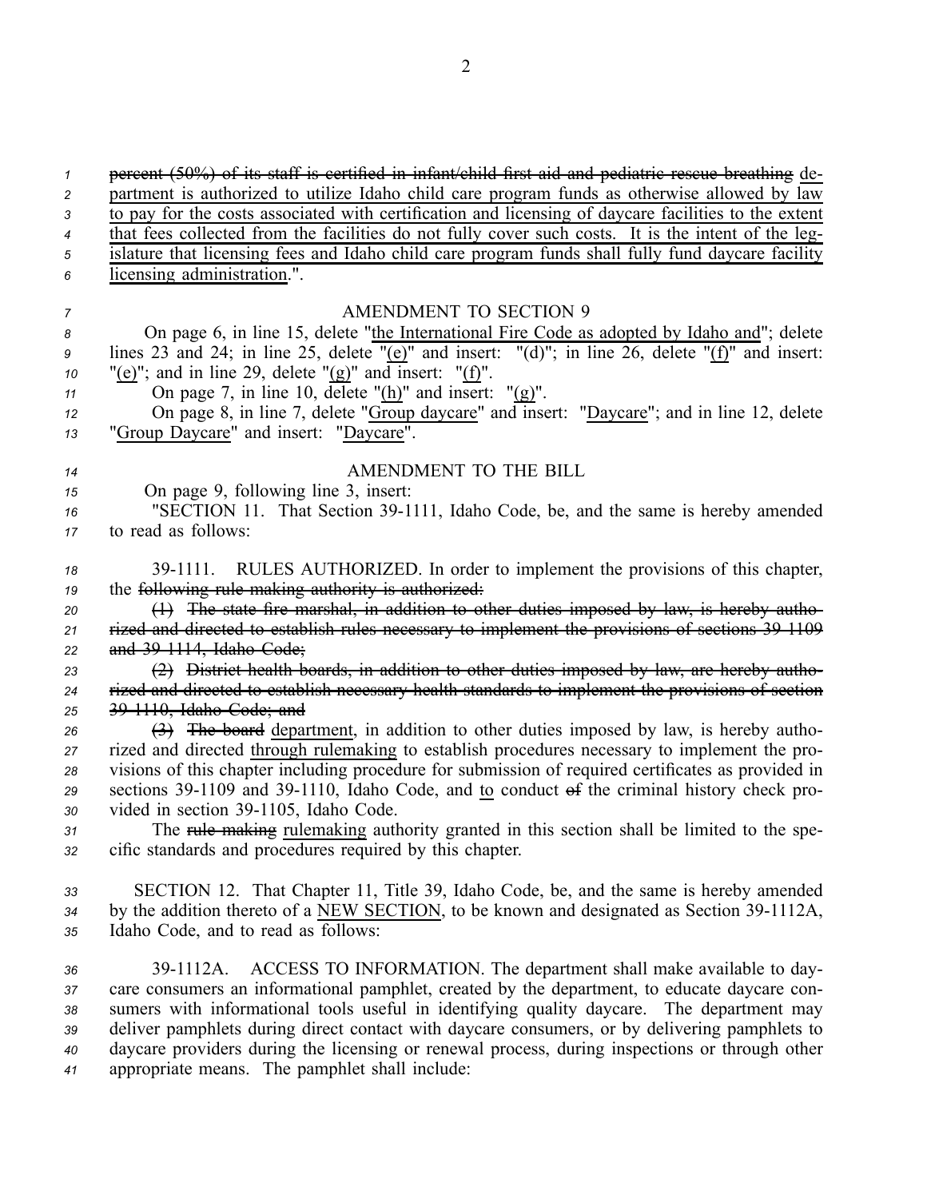~~percent (50%) of its staff is certified in infant/child first aid and pediatric rescue breathing~~ department is authorized to utilize Idaho child care program funds as otherwise allowed by law to pay for the costs associated with certification and licensing of daycare facilities to the extent that fees collected from the facilities do not fully cover such costs. It is the intent of the legislature that licensing fees and Idaho child care program funds shall fully fund daycare facility licensing administration.".

AMENDMENT TO SECTION 9

On page 6, in line 15, delete "the International Fire Code as adopted by Idaho and"; delete lines 23 and 24; in line 25, delete "(e)" and insert: "(d)"; in line 26, delete "(f)" and insert: "(e)"; and in line 29, delete "(g)" and insert: "(f)".

On page 7, in line 10, delete "(h)" and insert: "(g)".

On page 8, in line 7, delete "Group daycare" and insert: "Daycare"; and in line 12, delete "Group Daycare" and insert: "Daycare".

AMENDMENT TO THE BILL

On page 9, following line 3, insert:

"SECTION 11. That Section 39-1111, Idaho Code, be, and the same is hereby amended to read as follows:

39-1111. RULES AUTHORIZED. In order to implement the provisions of this chapter, the ~~following rule making authority is authorized:~~

~~(1) The state fire marshal, in addition to other duties imposed by law, is hereby authorized and directed to establish rules necessary to implement the provisions of sections 39-1109 and 39-1114, Idaho Code;~~

~~(2) District health boards, in addition to other duties imposed by law, are hereby authorized and directed to establish necessary health standards to implement the provisions of section 39-1110, Idaho Code; and~~

~~(3)~~ ~~The board~~ department, in addition to other duties imposed by law, is hereby authorized and directed through rulemaking to establish procedures necessary to implement the provisions of this chapter including procedure for submission of required certificates as provided in sections 39-1109 and 39-1110, Idaho Code, and to conduct ~~of~~ the criminal history check provided in section 39-1105, Idaho Code.

The ~~rule making~~ rulemaking authority granted in this section shall be limited to the specific standards and procedures required by this chapter.

SECTION 12. That Chapter 11, Title 39, Idaho Code, be, and the same is hereby amended by the addition thereto of a NEW SECTION, to be known and designated as Section 39-1112A, Idaho Code, and to read as follows:

39-1112A. ACCESS TO INFORMATION. The department shall make available to daycare consumers an informational pamphlet, created by the department, to educate daycare consumers with informational tools useful in identifying quality daycare. The department may deliver pamphlets during direct contact with daycare consumers, or by delivering pamphlets to daycare providers during the licensing or renewal process, during inspections or through other appropriate means. The pamphlet shall include: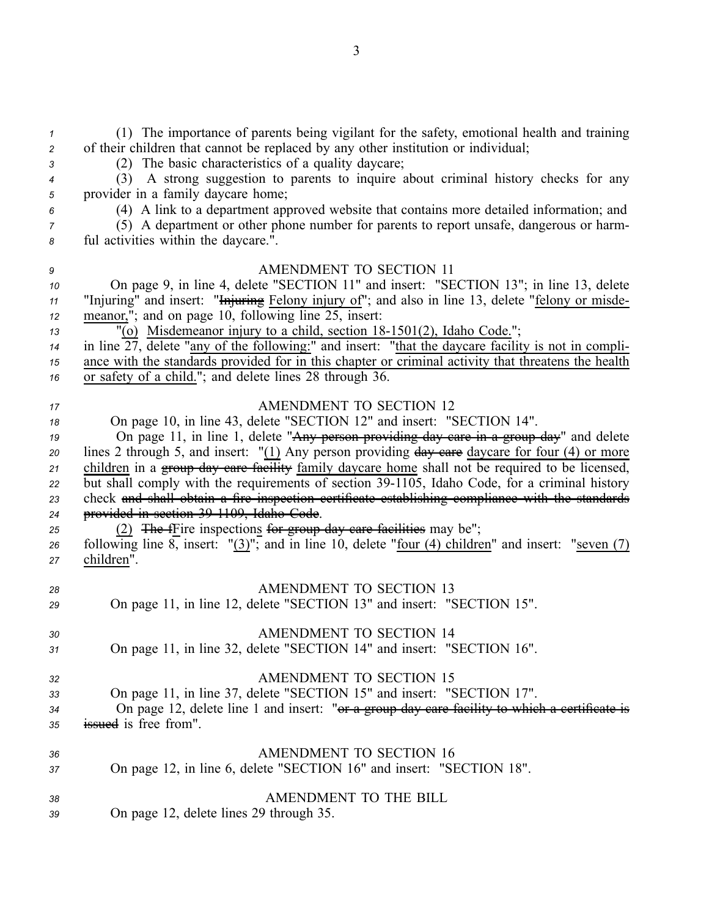(1) The importance of parents being vigilant for the safety, emotional health and training of their children that cannot be replaced by any other institution or individual;

(2) The basic characteristics of a quality daycare;

(3) A strong suggestion to parents to inquire about criminal history checks for any provider in a family daycare home;

(4) A link to a department approved website that contains more detailed information; and

(5) A department or other phone number for parents to report unsafe, dangerous or harmful activities within the daycare.".

AMENDMENT TO SECTION 11

On page 9, in line 4, delete "SECTION 11" and insert: "SECTION 13"; in line 13, delete "Injuring" and insert: "~~Injuring~~ Felony injury of"; and also in line 13, delete "felony or misdemeanor,"; and on page 10, following line 25, insert:

"(o) Misdemeanor injury to a child, section 18-1501(2), Idaho Code.";

in line 27, delete "any of the following:" and insert: "that the daycare facility is not in compliance with the standards provided for in this chapter or criminal activity that threatens the health or safety of a child."; and delete lines 28 through 36.

AMENDMENT TO SECTION 12

On page 10, in line 43, delete "SECTION 12" and insert: "SECTION 14".

On page 11, in line 1, delete "~~Any person providing day care in a group day~~" and delete lines 2 through 5, and insert: "(1) Any person providing ~~day care~~ daycare for four (4) or more children in a ~~group day care facility~~ family daycare home shall not be required to be licensed, but shall comply with the requirements of section 39-1105, Idaho Code, for a criminal history check ~~and shall obtain a fire inspection certificate establishing compliance with the standards provided in section 39-1109, Idaho Code~~.

(2) ~~The f~~Fire inspections ~~for group day care facilities~~ may be";

following line 8, insert: "(3)"; and in line 10, delete "four (4) children" and insert: "seven (7) children".

AMENDMENT TO SECTION 13

On page 11, in line 12, delete "SECTION 13" and insert: "SECTION 15".

AMENDMENT TO SECTION 14

On page 11, in line 32, delete "SECTION 14" and insert: "SECTION 16".

AMENDMENT TO SECTION 15

On page 11, in line 37, delete "SECTION 15" and insert: "SECTION 17".

On page 12, delete line 1 and insert: "~~or a group day care facility to which a certificate is issued~~ is free from".

AMENDMENT TO SECTION 16

On page 12, in line 6, delete "SECTION 16" and insert: "SECTION 18".

AMENDMENT TO THE BILL

On page 12, delete lines 29 through 35.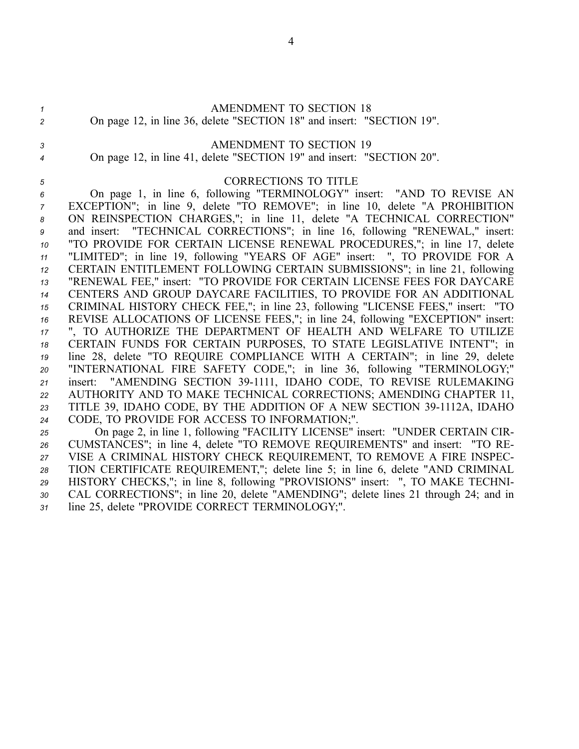### AMENDMENT TO SECTION 18

On page 12, in line 36, delete "SECTION 18" and insert: "SECTION 19".

### AMENDMENT TO SECTION 19

On page 12, in line 41, delete "SECTION 19" and insert: "SECTION 20".

### CORRECTIONS TO TITLE

On page 1, in line 6, following "TERMINOLOGY" insert: "AND TO REVISE AN EXCEPTION"; in line 9, delete "TO REMOVE"; in line 10, delete "A PROHIBITION ON REINSPECTION CHARGES,"; in line 11, delete "A TECHNICAL CORRECTION" and insert: "TECHNICAL CORRECTIONS"; in line 16, following "RENEWAL," insert: "TO PROVIDE FOR CERTAIN LICENSE RENEWAL PROCEDURES,"; in line 17, delete "LIMITED"; in line 19, following "YEARS OF AGE" insert: ", TO PROVIDE FOR A CERTAIN ENTITLEMENT FOLLOWING CERTAIN SUBMISSIONS"; in line 21, following "RENEWAL FEE," insert: "TO PROVIDE FOR CERTAIN LICENSE FEES FOR DAYCARE CENTERS AND GROUP DAYCARE FACILITIES, TO PROVIDE FOR AN ADDITIONAL CRIMINAL HISTORY CHECK FEE,"; in line 23, following "LICENSE FEES," insert: "TO REVISE ALLOCATIONS OF LICENSE FEES,"; in line 24, following "EXCEPTION" insert: ", TO AUTHORIZE THE DEPARTMENT OF HEALTH AND WELFARE TO UTILIZE CERTAIN FUNDS FOR CERTAIN PURPOSES, TO STATE LEGISLATIVE INTENT"; in line 28, delete "TO REQUIRE COMPLIANCE WITH A CERTAIN"; in line 29, delete "INTERNATIONAL FIRE SAFETY CODE,"; in line 36, following "TERMINOLOGY;" insert: "AMENDING SECTION 39-1111, IDAHO CODE, TO REVISE RULEMAKING AUTHORITY AND TO MAKE TECHNICAL CORRECTIONS; AMENDING CHAPTER 11, TITLE 39, IDAHO CODE, BY THE ADDITION OF A NEW SECTION 39-1112A, IDAHO CODE, TO PROVIDE FOR ACCESS TO INFORMATION;".

On page 2, in line 1, following "FACILITY LICENSE" insert: "UNDER CERTAIN CIRCUMSTANCES"; in line 4, delete "TO REMOVE REQUIREMENTS" and insert: "TO REVISE A CRIMINAL HISTORY CHECK REQUIREMENT, TO REMOVE A FIRE INSPECTION CERTIFICATE REQUIREMENT,"; delete line 5; in line 6, delete "AND CRIMINAL HISTORY CHECKS,"; in line 8, following "PROVISIONS" insert: ", TO MAKE TECHNICAL CORRECTIONS"; in line 20, delete "AMENDING"; delete lines 21 through 24; and in line 25, delete "PROVIDE CORRECT TERMINOLOGY;".